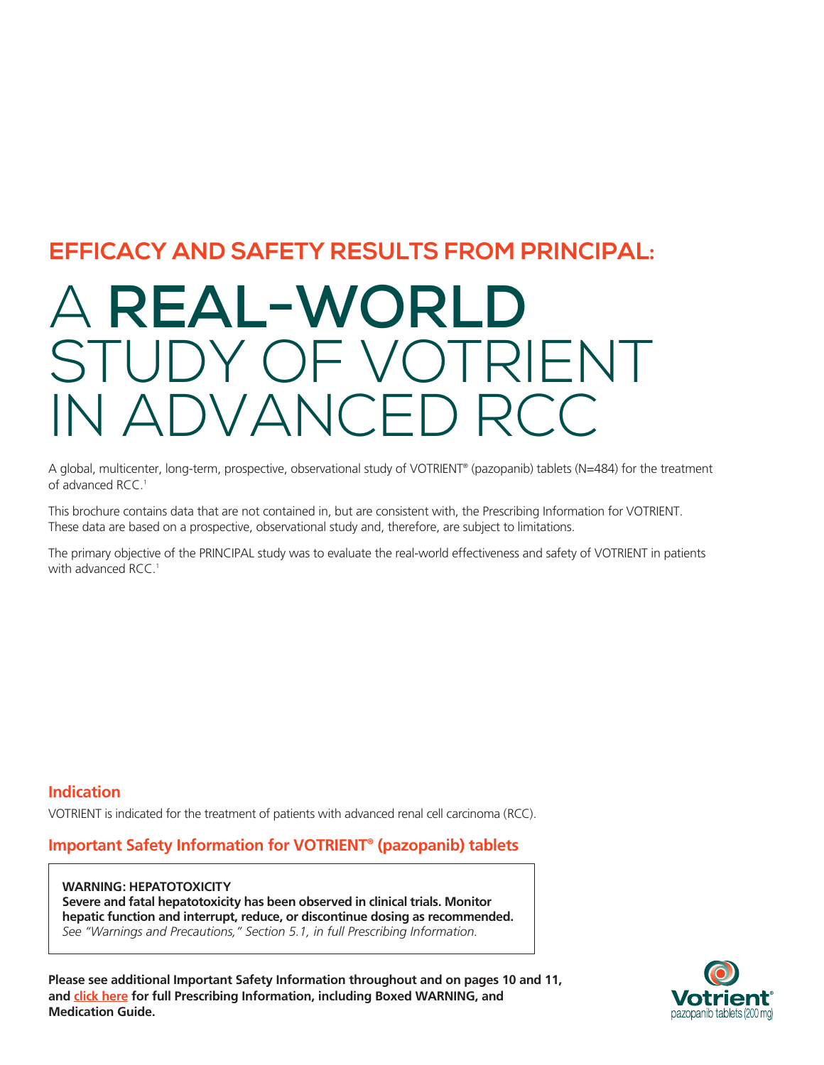## EFFICACY AND SAFETY RESULTS FROM PRINCIPAL:

# A REAL-WORLD STUDY OF VOTRIENT IN ADVANCED RCC

A global, multicenter, long-term, prospective, observational study of VOTRIENT® (pazopanib) tablets (N=484) for the treatment of advanced RCC.[1]

This brochure contains data that are not contained in, but are consistent with, the Prescribing Information for VOTRIENT. These data are based on a prospective, observational study and, therefore, are subject to limitations.

The primary objective of the PRINCIPAL study was to evaluate the real-world effectiveness and safety of VOTRIENT in patients with advanced RCC.[1]

### Indication

VOTRIENT is indicated for the treatment of patients with advanced renal cell carcinoma (RCC).

### Important Safety Information for VOTRIENT® (pazopanib) tablets

**WARNING: HEPATOTOXICITY**
**Severe and fatal hepatotoxicity has been observed in clinical trials. Monitor hepatic function and interrupt, reduce, or discontinue dosing as recommended.**
*See "Warnings and Precautions," Section 5.1, in full Prescribing Information.*

**Please see additional Important Safety Information throughout and on pages 10 and 11, and click here for full Prescribing Information, including Boxed WARNING, and Medication Guide.**

Votrient® pazopanib tablets (200 mg)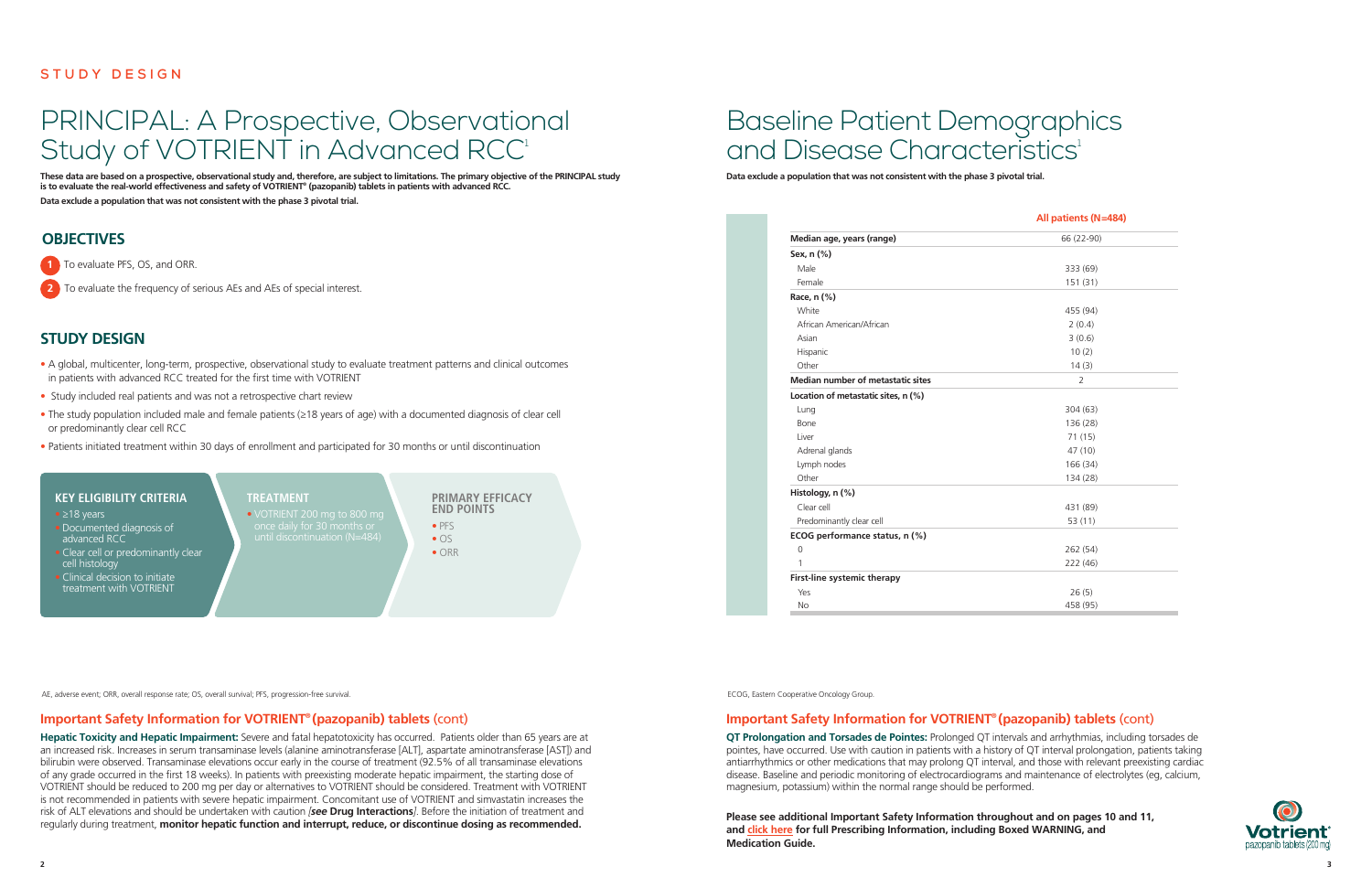STUDY DESIGN

# PRINCIPAL: A Prospective, Observational Study of VOTRIENT in Advanced RCC[1]

**These data are based on a prospective, observational study and, therefore, are subject to limitations. The primary objective of the PRINCIPAL study is to evaluate the real-world effectiveness and safety of VOTRIENT® (pazopanib) tablets in patients with advanced RCC.**

**Data exclude a population that was not consistent with the phase 3 pivotal trial.**

## OBJECTIVES

1. To evaluate PFS, OS, and ORR.
2. To evaluate the frequency of serious AEs and AEs of special interest.

## STUDY DESIGN

- A global, multicenter, long-term, prospective, observational study to evaluate treatment patterns and clinical outcomes in patients with advanced RCC treated for the first time with VOTRIENT
- Study included real patients and was not a retrospective chart review
- The study population included male and female patients (≥18 years of age) with a documented diagnosis of clear cell or predominantly clear cell RCC
- Patients initiated treatment within 30 days of enrollment and participated for 30 months or until discontinuation

**KEY ELIGIBILITY CRITERIA**
- ≥18 years
- Documented diagnosis of advanced RCC
- Clear cell or predominantly clear cell histology
- Clinical decision to initiate treatment with VOTRIENT

**TREATMENT**
- VOTRIENT 200 mg to 800 mg once daily for 30 months or until discontinuation (N=484)

**PRIMARY EFFICACY END POINTS**
- PFS
- OS
- ORR

AE, adverse event; ORR, overall response rate; OS, overall survival; PFS, progression-free survival.

## Important Safety Information for VOTRIENT® (pazopanib) tablets (cont)

**Hepatic Toxicity and Hepatic Impairment:** Severe and fatal hepatotoxicity has occurred. Patients older than 65 years are at an increased risk. Increases in serum transaminase levels (alanine aminotransferase [ALT], aspartate aminotransferase [AST]) and bilirubin were observed. Transaminase elevations occur early in the course of treatment (92.5% of all transaminase elevations of any grade occurred in the first 18 weeks). In patients with preexisting moderate hepatic impairment, the starting dose of VOTRIENT should be reduced to 200 mg per day or alternatives to VOTRIENT should be considered. Treatment with VOTRIENT is not recommended in patients with severe hepatic impairment. Concomitant use of VOTRIENT and simvastatin increases the risk of ALT elevations and should be undertaken with caution [*see* **Drug Interactions**]. Before the initiation of treatment and regularly during treatment, **monitor hepatic function and interrupt, reduce, or discontinue dosing as recommended.**

# Baseline Patient Demographics and Disease Characteristics[1]

**Data exclude a population that was not consistent with the phase 3 pivotal trial.**

| | All patients (N=484) |
|---|---|
| **Median age, years (range)** | 66 (22-90) |
| **Sex, n (%)** | |
| Male | 333 (69) |
| Female | 151 (31) |
| **Race, n (%)** | |
| White | 455 (94) |
| African American/African | 2 (0.4) |
| Asian | 3 (0.6) |
| Hispanic | 10 (2) |
| Other | 14 (3) |
| **Median number of metastatic sites** | 2 |
| **Location of metastatic sites, n (%)** | |
| Lung | 304 (63) |
| Bone | 136 (28) |
| Liver | 71 (15) |
| Adrenal glands | 47 (10) |
| Lymph nodes | 166 (34) |
| Other | 134 (28) |
| **Histology, n (%)** | |
| Clear cell | 431 (89) |
| Predominantly clear cell | 53 (11) |
| **ECOG performance status, n (%)** | |
| 0 | 262 (54) |
| 1 | 222 (46) |
| **First-line systemic therapy** | |
| Yes | 26 (5) |
| No | 458 (95) |

ECOG, Eastern Cooperative Oncology Group.

## Important Safety Information for VOTRIENT® (pazopanib) tablets (cont)

**QT Prolongation and Torsades de Pointes:** Prolonged QT intervals and arrhythmias, including torsades de pointes, have occurred. Use with caution in patients with a history of QT interval prolongation, patients taking antiarrhythmics or other medications that may prolong QT interval, and those with relevant preexisting cardiac disease. Baseline and periodic monitoring of electrocardiograms and maintenance of electrolytes (eg, calcium, magnesium, potassium) within the normal range should be performed.

**Please see additional Important Safety Information throughout and on pages 10 and 11, and click here for full Prescribing Information, including Boxed WARNING, and Medication Guide.**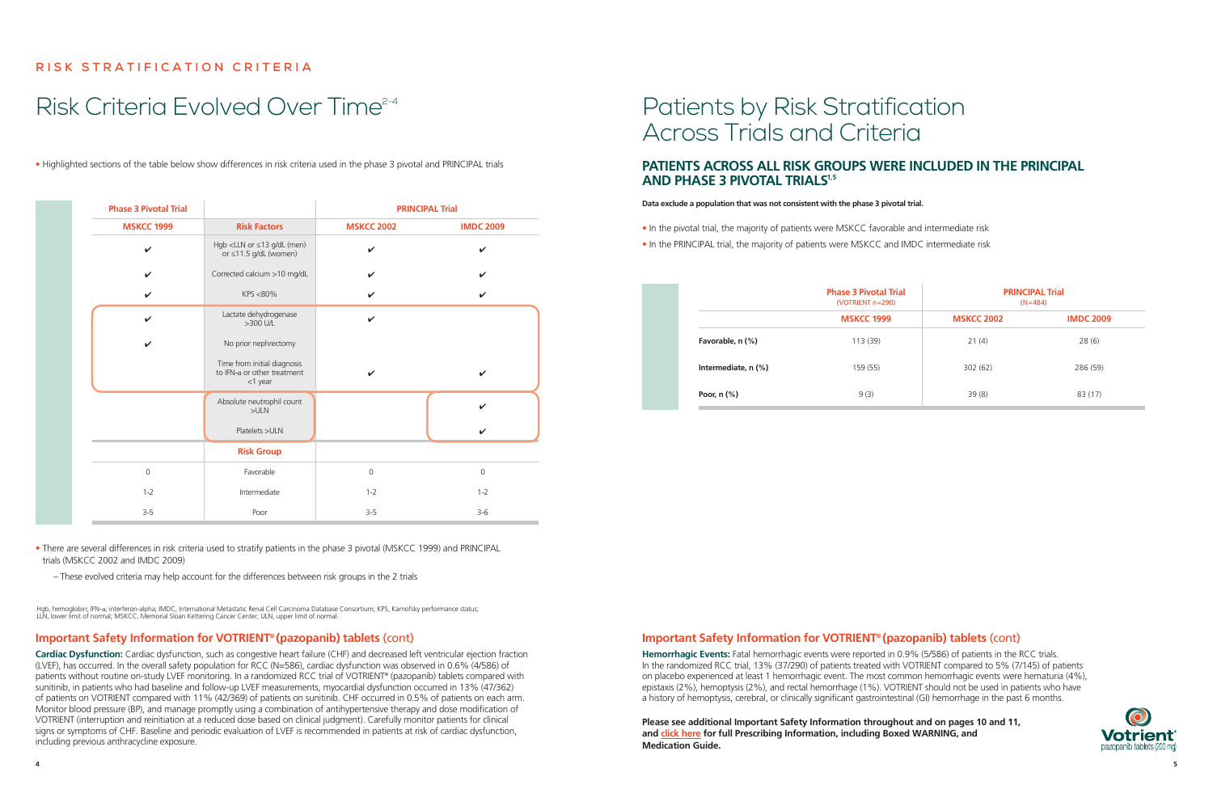## RISK STRATIFICATION CRITERIA

# Risk Criteria Evolved Over Time[2-4]

- Highlighted sections of the table below show differences in risk criteria used in the phase 3 pivotal and PRINCIPAL trials

| Phase 3 Pivotal Trial | | PRINCIPAL Trial | |
|---|---|---|---|
| MSKCC 1999 | Risk Factors | MSKCC 2002 | IMDC 2009 |
| ✔ | Hgb <LLN or ≤13 g/dL (men) or ≤11.5 g/dL (women) | ✔ | ✔ |
| ✔ | Corrected calcium >10 mg/dL | ✔ | ✔ |
| ✔ | KPS <80% | ✔ | ✔ |
| ✔ | Lactate dehydrogenase >300 U/L | ✔ | |
| ✔ | No prior nephrectomy | | |
| | Time from initial diagnosis to IFN-a or other treatment <1 year | ✔ | ✔ |
| | Absolute neutrophil count >ULN | | ✔ |
| | Platelets >ULN | | ✔ |
| | **Risk Group** | | |
| 0 | Favorable | 0 | 0 |
| 1-2 | Intermediate | 1-2 | 1-2 |
| 3-5 | Poor | 3-5 | 3-6 |

- There are several differences in risk criteria used to stratify patients in the phase 3 pivotal (MSKCC 1999) and PRINCIPAL trials (MSKCC 2002 and IMDC 2009)
  - These evolved criteria may help account for the differences between risk groups in the 2 trials

Hgb, hemoglobin; IFN-a, interferon-alpha; IMDC, International Metastatic Renal Cell Carcinoma Database Consortium; KPS, Karnofsky performance status; LLN, lower limit of normal; MSKCC, Memorial Sloan Kettering Cancer Center; ULN, upper limit of normal.

### Important Safety Information for VOTRIENT® (pazopanib) tablets (cont)

**Cardiac Dysfunction:** Cardiac dysfunction, such as congestive heart failure (CHF) and decreased left ventricular ejection fraction (LVEF), has occurred. In the overall safety population for RCC (N=586), cardiac dysfunction was observed in 0.6% (4/586) of patients without routine on-study LVEF monitoring. In a randomized RCC trial of VOTRIENT® (pazopanib) tablets compared with sunitinib, in patients who had baseline and follow-up LVEF measurements, myocardial dysfunction occurred in 13% (47/362) of patients on VOTRIENT compared with 11% (42/369) of patients on sunitinib. CHF occurred in 0.5% of patients on each arm. Monitor blood pressure (BP), and manage promptly using a combination of antihypertensive therapy and dose modification of VOTRIENT (interruption and reinitiation at a reduced dose based on clinical judgment). Carefully monitor patients for clinical signs or symptoms of CHF. Baseline and periodic evaluation of LVEF is recommended in patients at risk of cardiac dysfunction, including previous anthracycline exposure.

# Patients by Risk Stratification Across Trials and Criteria

## PATIENTS ACROSS ALL RISK GROUPS WERE INCLUDED IN THE PRINCIPAL AND PHASE 3 PIVOTAL TRIALS[1,5]

**Data exclude a population that was not consistent with the phase 3 pivotal trial.**

- In the pivotal trial, the majority of patients were MSKCC favorable and intermediate risk
- In the PRINCIPAL trial, the majority of patients were MSKCC and IMDC intermediate risk

| | Phase 3 Pivotal Trial (VOTRIENT n=290) | PRINCIPAL Trial (N=484) | |
|---|---|---|---|
| | MSKCC 1999 | MSKCC 2002 | IMDC 2009 |
| Favorable, n (%) | 113 (39) | 21 (4) | 28 (6) |
| Intermediate, n (%) | 159 (55) | 302 (62) | 286 (59) |
| Poor, n (%) | 9 (3) | 39 (8) | 83 (17) |

### Important Safety Information for VOTRIENT® (pazopanib) tablets (cont)

**Hemorrhagic Events:** Fatal hemorrhagic events were reported in 0.9% (5/586) of patients in the RCC trials. In the randomized RCC trial, 13% (37/290) of patients treated with VOTRIENT compared to 5% (7/145) of patients on placebo experienced at least 1 hemorrhagic event. The most common hemorrhagic events were hematuria (4%), epistaxis (2%), hemoptysis (2%), and rectal hemorrhage (1%). VOTRIENT should not be used in patients who have a history of hemoptysis, cerebral, or clinically significant gastrointestinal (GI) hemorrhage in the past 6 months.

**Please see additional Important Safety Information throughout and on pages 10 and 11, and click here for full Prescribing Information, including Boxed WARNING, and Medication Guide.**

Votrient® pazopanib tablets 200 mg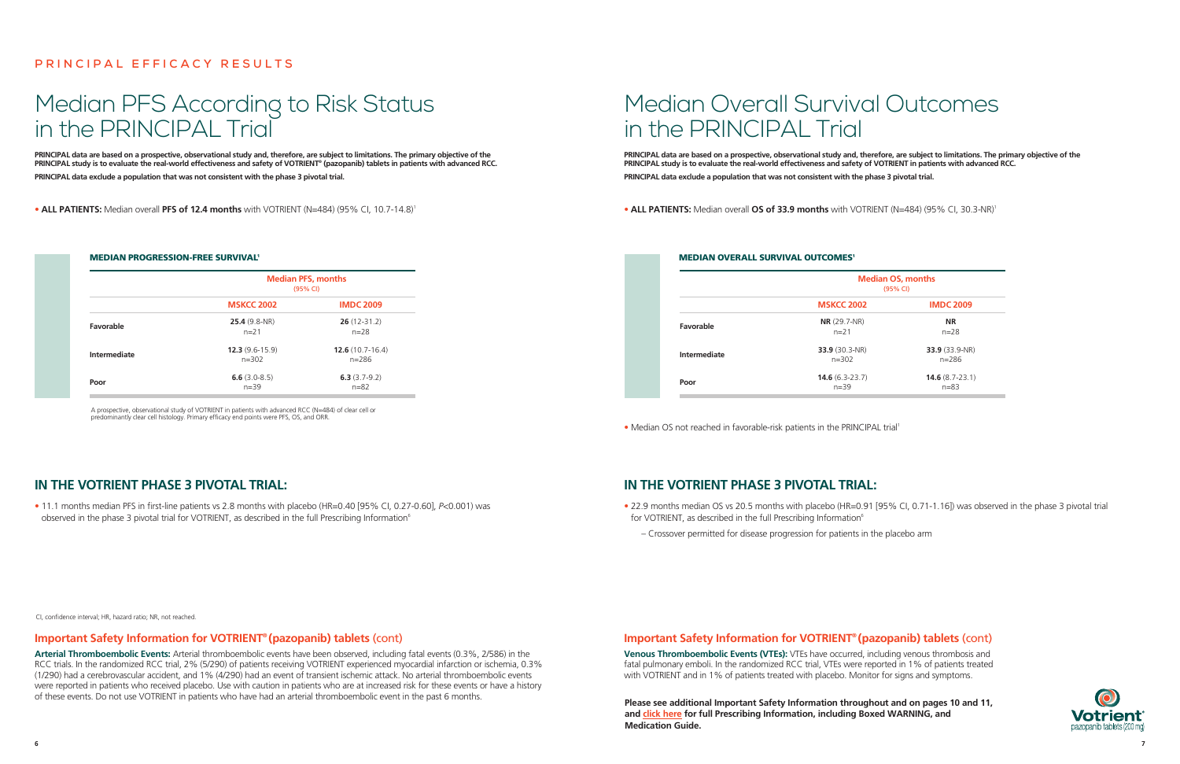PRINCIPAL EFFICACY RESULTS

# Median PFS According to Risk Status in the PRINCIPAL Trial

**PRINCIPAL data are based on a prospective, observational study and, therefore, are subject to limitations. The primary objective of the PRINCIPAL study is to evaluate the real-world effectiveness and safety of VOTRIENT® (pazopanib) tablets in patients with advanced RCC.**

**PRINCIPAL data exclude a population that was not consistent with the phase 3 pivotal trial.**

- **ALL PATIENTS:** Median overall **PFS of 12.4 months** with VOTRIENT (N=484) (95% CI, 10.7-14.8)[1]

**MEDIAN PROGRESSION-FREE SURVIVAL[1]**

| | Median PFS, months (95% CI) | |
|---|---|---|
| | **MSKCC 2002** | **IMDC 2009** |
| **Favorable** | **25.4** (9.8-NR) n=21 | **26** (12-31.2) n=28 |
| **Intermediate** | **12.3** (9.6-15.9) n=302 | **12.6** (10.7-16.4) n=286 |
| **Poor** | **6.6** (3.0-8.5) n=39 | **6.3** (3.7-9.2) n=82 |

A prospective, observational study of VOTRIENT in patients with advanced RCC (N=484) of clear cell or predominantly clear cell histology. Primary efficacy end points were PFS, OS, and ORR.

## IN THE VOTRIENT PHASE 3 PIVOTAL TRIAL:

- 11.1 months median PFS in first-line patients vs 2.8 months with placebo (HR=0.40 [95% CI, 0.27-0.60], *P*<0.001) was observed in the phase 3 pivotal trial for VOTRIENT, as described in the full Prescribing Information[6]

CI, confidence interval; HR, hazard ratio; NR, not reached.

## Important Safety Information for VOTRIENT® (pazopanib) tablets (cont)

**Arterial Thromboembolic Events:** Arterial thromboembolic events have been observed, including fatal events (0.3%, 2/586) in the RCC trials. In the randomized RCC trial, 2% (5/290) of patients receiving VOTRIENT experienced myocardial infarction or ischemia, 0.3% (1/290) had a cerebrovascular accident, and 1% (4/290) had an event of transient ischemic attack. No arterial thromboembolic events were reported in patients who received placebo. Use with caution in patients who are at increased risk for these events or have a history of these events. Do not use VOTRIENT in patients who have had an arterial thromboembolic event in the past 6 months.

# Median Overall Survival Outcomes in the PRINCIPAL Trial

**PRINCIPAL data are based on a prospective, observational study and, therefore, are subject to limitations. The primary objective of the PRINCIPAL study is to evaluate the real-world effectiveness and safety of VOTRIENT in patients with advanced RCC.**

**PRINCIPAL data exclude a population that was not consistent with the phase 3 pivotal trial.**

- **ALL PATIENTS:** Median overall **OS of 33.9 months** with VOTRIENT (N=484) (95% CI, 30.3-NR)[1]

**MEDIAN OVERALL SURVIVAL OUTCOMES[1]**

| | Median OS, months (95% CI) | |
|---|---|---|
| | **MSKCC 2002** | **IMDC 2009** |
| **Favorable** | **NR** (29.7-NR) n=21 | **NR** n=28 |
| **Intermediate** | **33.9** (30.3-NR) n=302 | **33.9** (33.9-NR) n=286 |
| **Poor** | **14.6** (6.3-23.7) n=39 | **14.6** (8.7-23.1) n=83 |

- Median OS not reached in favorable-risk patients in the PRINCIPAL trial[1]

## IN THE VOTRIENT PHASE 3 PIVOTAL TRIAL:

- 22.9 months median OS vs 20.5 months with placebo (HR=0.91 [95% CI, 0.71-1.16]) was observed in the phase 3 pivotal trial for VOTRIENT, as described in the full Prescribing Information[6]
  - Crossover permitted for disease progression for patients in the placebo arm

## Important Safety Information for VOTRIENT® (pazopanib) tablets (cont)

**Venous Thromboembolic Events (VTEs):** VTEs have occurred, including venous thrombosis and fatal pulmonary emboli. In the randomized RCC trial, VTEs were reported in 1% of patients treated with VOTRIENT and in 1% of patients treated with placebo. Monitor for signs and symptoms.

**Please see additional Important Safety Information throughout and on pages 10 and 11, and click here for full Prescribing Information, including Boxed WARNING, and Medication Guide.**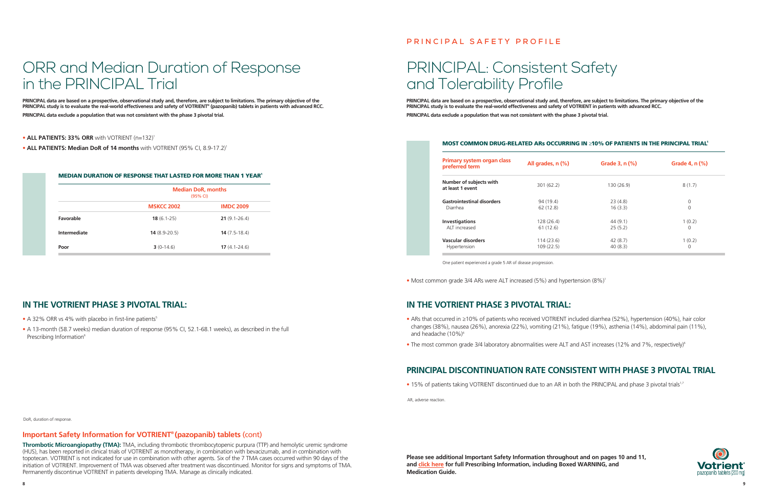# ORR and Median Duration of Response in the PRINCIPAL Trial

**PRINCIPAL data are based on a prospective, observational study and, therefore, are subject to limitations. The primary objective of the PRINCIPAL study is to evaluate the real-world effectiveness and safety of VOTRIENT® (pazopanib) tablets in patients with advanced RCC.**

**PRINCIPAL data exclude a population that was not consistent with the phase 3 pivotal trial.**

- **ALL PATIENTS: 33% ORR** with VOTRIENT (n=132)[1]
- **ALL PATIENTS: Median DoR of 14 months** with VOTRIENT (95% CI, 8.9-17.2)[1]

**MEDIAN DURATION OF RESPONSE THAT LASTED FOR MORE THAN 1 YEAR[1]**

| | Median DoR, months (95% CI) | |
|---|---|---|
| | **MSKCC 2002** | **IMDC 2009** |
| **Favorable** | **18** (6.1-25) | **21** (9.1-26.4) |
| **Intermediate** | **14** (8.9-20.5) | **14** (7.5-18.4) |
| **Poor** | **3** (0-14.6) | **17** (4.1-24.6) |

## IN THE VOTRIENT PHASE 3 PIVOTAL TRIAL:

- A 32% ORR vs 4% with placebo in first-line patients[5]
- A 13-month (58.7 weeks) median duration of response (95% CI, 52.1-68.1 weeks), as described in the full Prescribing Information[6]

DoR, duration of response.

## Important Safety Information for VOTRIENT® (pazopanib) tablets (cont)

**Thrombotic Microangiopathy (TMA):** TMA, including thrombotic thrombocytopenic purpura (TTP) and hemolytic uremic syndrome (HUS), has been reported in clinical trials of VOTRIENT as monotherapy, in combination with bevacizumab, and in combination with topotecan. VOTRIENT is not indicated for use in combination with other agents. Six of the 7 TMA cases occurred within 90 days of the initiation of VOTRIENT. Improvement of TMA was observed after treatment was discontinued. Monitor for signs and symptoms of TMA. Permanently discontinue VOTRIENT in patients developing TMA. Manage as clinically indicated.

PRINCIPAL SAFETY PROFILE

# PRINCIPAL: Consistent Safety and Tolerability Profile

**PRINCIPAL data are based on a prospective, observational study and, therefore, are subject to limitations. The primary objective of the PRINCIPAL study is to evaluate the real-world effectiveness and safety of VOTRIENT in patients with advanced RCC.**

**PRINCIPAL data exclude a population that was not consistent with the phase 3 pivotal trial.**

**MOST COMMON DRUG-RELATED ARs OCCURRING IN ≥10% OF PATIENTS IN THE PRINCIPAL TRIAL[1]**

| Primary system organ class preferred term | All grades, n (%) | Grade 3, n (%) | Grade 4, n (%) |
|---|---|---|---|
| **Number of subjects with at least 1 event** | 301 (62.2) | 130 (26.9) | 8 (1.7) |
| **Gastrointestinal disorders** | 94 (19.4) | 23 (4.8) | 0 |
| Diarrhea | 62 (12.8) | 16 (3.3) | 0 |
| **Investigations** | 128 (26.4) | 44 (9.1) | 1 (0.2) |
| ALT increased | 61 (12.6) | 25 (5.2) | 0 |
| **Vascular disorders** | 114 (23.6) | 42 (8.7) | 1 (0.2) |
| Hypertension | 109 (22.5) | 40 (8.3) | 0 |

One patient experienced a grade 5 AR of disease progression.

- Most common grade 3/4 ARs were ALT increased (5%) and hypertension (8%)[1]

## IN THE VOTRIENT PHASE 3 PIVOTAL TRIAL:

- ARs that occurred in ≥10% of patients who received VOTRIENT included diarrhea (52%), hypertension (40%), hair color changes (38%), nausea (26%), anorexia (22%), vomiting (21%), fatigue (19%), asthenia (14%), abdominal pain (11%), and headache (10%)[6]
- The most common grade 3/4 laboratory abnormalities were ALT and AST increases (12% and 7%, respectively)[6]

## PRINCIPAL DISCONTINUATION RATE CONSISTENT WITH PHASE 3 PIVOTAL TRIAL

- 15% of patients taking VOTRIENT discontinued due to an AR in both the PRINCIPAL and phase 3 pivotal trials[1,7]

AR, adverse reaction.

**Please see additional Important Safety Information throughout and on pages 10 and 11, and click here for full Prescribing Information, including Boxed WARNING, and Medication Guide.**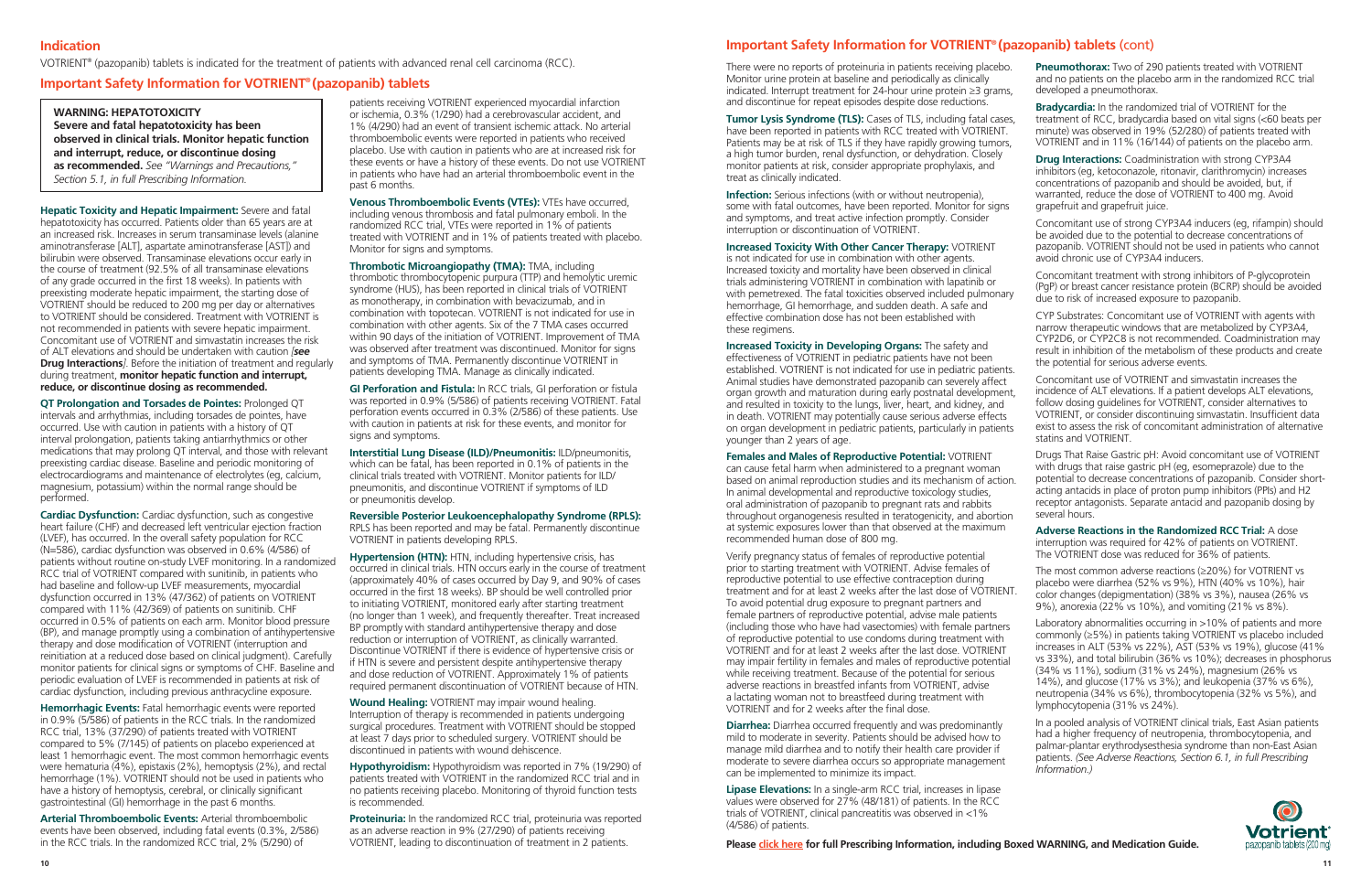## Indication

VOTRIENT® (pazopanib) tablets is indicated for the treatment of patients with advanced renal cell carcinoma (RCC).

## Important Safety Information for VOTRIENT® (pazopanib) tablets

**WARNING: HEPATOTOXICITY**
**Severe and fatal hepatotoxicity has been observed in clinical trials. Monitor hepatic function and interrupt, reduce, or discontinue dosing as recommended.** *See "Warnings and Precautions," Section 5.1, in full Prescribing Information.*

**Hepatic Toxicity and Hepatic Impairment:** Severe and fatal hepatotoxicity has occurred. Patients older than 65 years are at an increased risk. Increases in serum transaminase levels (alanine aminotransferase [ALT], aspartate aminotransferase [AST]) and bilirubin were observed. Transaminase elevations occur early in the course of treatment (92.5% of all transaminase elevations of any grade occurred in the first 18 weeks). In patients with preexisting moderate hepatic impairment, the starting dose of VOTRIENT should be reduced to 200 mg per day or alternatives to VOTRIENT should be considered. Treatment with VOTRIENT is not recommended in patients with severe hepatic impairment. Concomitant use of VOTRIENT and simvastatin increases the risk of ALT elevations and should be undertaken with caution *[**see Drug Interactions**]*. Before the initiation of treatment and regularly during treatment, **monitor hepatic function and interrupt, reduce, or discontinue dosing as recommended.**

**QT Prolongation and Torsades de Pointes:** Prolonged QT intervals and arrhythmias, including torsades de pointes, have occurred. Use with caution in patients with a history of QT interval prolongation, patients taking antiarrhythmics or other medications that may prolong QT interval, and those with relevant preexisting cardiac disease. Baseline and periodic monitoring of electrocardiograms and maintenance of electrolytes (eg, calcium, magnesium, potassium) within the normal range should be performed.

**Cardiac Dysfunction:** Cardiac dysfunction, such as congestive heart failure (CHF) and decreased left ventricular ejection fraction (LVEF), has occurred. In the overall safety population for RCC (N=586), cardiac dysfunction was observed in 0.6% (4/586) of patients without routine on-study LVEF monitoring. In a randomized RCC trial of VOTRIENT compared with sunitinib, in patients who had baseline and follow-up LVEF measurements, myocardial dysfunction occurred in 13% (47/362) of patients on VOTRIENT compared with 11% (42/369) of patients on sunitinib. CHF occurred in 0.5% of patients on each arm. Monitor blood pressure (BP), and manage promptly using a combination of antihypertensive therapy and dose modification of VOTRIENT (interruption and reinitiation at a reduced dose based on clinical judgment). Carefully monitor patients for clinical signs or symptoms of CHF. Baseline and periodic evaluation of LVEF is recommended in patients at risk of cardiac dysfunction, including previous anthracycline exposure.

**Hemorrhagic Events:** Fatal hemorrhagic events were reported in 0.9% (5/586) of patients in the RCC trials. In the randomized RCC trial, 13% (37/290) of patients treated with VOTRIENT compared to 5% (7/145) of patients on placebo experienced at least 1 hemorrhagic event. The most common hemorrhagic events were hematuria (4%), epistaxis (2%), hemoptysis (2%), and rectal hemorrhage (1%). VOTRIENT should not be used in patients who have a history of hemoptysis, cerebral, or clinically significant gastrointestinal (GI) hemorrhage in the past 6 months.

**Arterial Thromboembolic Events:** Arterial thromboembolic events have been observed, including fatal events (0.3%, 2/586) in the RCC trials. In the randomized RCC trial, 2% (5/290) of patients receiving VOTRIENT experienced myocardial infarction or ischemia, 0.3% (1/290) had a cerebrovascular accident, and 1% (4/290) had an event of transient ischemic attack. No arterial thromboembolic events were reported in patients who received placebo. Use with caution in patients who are at increased risk for these events or have a history of these events. Do not use VOTRIENT in patients who have had an arterial thromboembolic event in the past 6 months.

**Venous Thromboembolic Events (VTEs):** VTEs have occurred, including venous thrombosis and fatal pulmonary emboli. In the randomized RCC trial, VTEs were reported in 1% of patients treated with VOTRIENT and in 1% of patients treated with placebo. Monitor for signs and symptoms.

**Thrombotic Microangiopathy (TMA):** TMA, including thrombotic thrombocytopenic purpura (TTP) and hemolytic uremic syndrome (HUS), has been reported in clinical trials of VOTRIENT as monotherapy, in combination with bevacizumab, and in combination with topotecan. VOTRIENT is not indicated for use in combination with other agents. Six of the 7 TMA cases occurred within 90 days of the initiation of VOTRIENT. Improvement of TMA was observed after treatment was discontinued. Monitor for signs and symptoms of TMA. Permanently discontinue VOTRIENT in patients developing TMA. Manage as clinically indicated.

**GI Perforation and Fistula:** In RCC trials, GI perforation or fistula was reported in 0.9% (5/586) of patients receiving VOTRIENT. Fatal perforation events occurred in 0.3% (2/586) of these patients. Use with caution in patients at risk for these events, and monitor for signs and symptoms.

**Interstitial Lung Disease (ILD)/Pneumonitis:** ILD/pneumonitis, which can be fatal, has been reported in 0.1% of patients in the clinical trials treated with VOTRIENT. Monitor patients for ILD/pneumonitis, and discontinue VOTRIENT if symptoms of ILD or pneumonitis develop.

**Reversible Posterior Leukoencephalopathy Syndrome (RPLS):** RPLS has been reported and may be fatal. Permanently discontinue VOTRIENT in patients developing RPLS.

**Hypertension (HTN):** HTN, including hypertensive crisis, has occurred in clinical trials. HTN occurs early in the course of treatment (approximately 40% of cases occurred by Day 9, and 90% of cases occurred in the first 18 weeks). BP should be well controlled prior to initiating VOTRIENT, monitored early after starting treatment (no longer than 1 week), and frequently thereafter. Treat increased BP promptly with standard antihypertensive therapy and dose reduction or interruption of VOTRIENT, as clinically warranted. Discontinue VOTRIENT if there is evidence of hypertensive crisis or if HTN is severe and persistent despite antihypertensive therapy and dose reduction of VOTRIENT. Approximately 1% of patients required permanent discontinuation of VOTRIENT because of HTN.

**Wound Healing:** VOTRIENT may impair wound healing. Interruption of therapy is recommended in patients undergoing surgical procedures. Treatment with VOTRIENT should be stopped at least 7 days prior to scheduled surgery. VOTRIENT should be discontinued in patients with wound dehiscence.

**Hypothyroidism:** Hypothyroidism was reported in 7% (19/290) of patients treated with VOTRIENT in the randomized RCC trial and in no patients receiving placebo. Monitoring of thyroid function tests is recommended.

**Proteinuria:** In the randomized RCC trial, proteinuria was reported as an adverse reaction in 9% (27/290) of patients receiving VOTRIENT, leading to discontinuation of treatment in 2 patients. There were no reports of proteinuria in patients receiving placebo. Monitor urine protein at baseline and periodically as clinically indicated. Interrupt treatment for 24-hour urine protein ≥3 grams, and discontinue for repeat episodes despite dose reductions.

## Important Safety Information for VOTRIENT® (pazopanib) tablets (cont)

**Tumor Lysis Syndrome (TLS):** Cases of TLS, including fatal cases, have been reported in patients with RCC treated with VOTRIENT. Patients may be at risk of TLS if they have rapidly growing tumors, a high tumor burden, renal dysfunction, or dehydration. Closely monitor patients at risk, consider appropriate prophylaxis, and treat as clinically indicated.

**Infection:** Serious infections (with or without neutropenia), some with fatal outcomes, have been reported. Monitor for signs and symptoms, and treat active infection promptly. Consider interruption or discontinuation of VOTRIENT.

**Increased Toxicity With Other Cancer Therapy:** VOTRIENT is not indicated for use in combination with other agents. Increased toxicity and mortality have been observed in clinical trials administering VOTRIENT in combination with lapatinib or with pemetrexed. The fatal toxicities observed included pulmonary hemorrhage, GI hemorrhage, and sudden death. A safe and effective combination dose has not been established with these regimens.

**Increased Toxicity in Developing Organs:** The safety and effectiveness of VOTRIENT in pediatric patients have not been established. VOTRIENT is not indicated for use in pediatric patients. Animal studies have demonstrated pazopanib can severely affect organ growth and maturation during early postnatal development, and resulted in toxicity to the lungs, liver, heart, and kidney, and in death. VOTRIENT may potentially cause serious adverse effects on organ development in pediatric patients, particularly in patients younger than 2 years of age.

**Females and Males of Reproductive Potential:** VOTRIENT can cause fetal harm when administered to a pregnant woman based on animal reproduction studies and its mechanism of action. In animal developmental and reproductive toxicology studies, oral administration of pazopanib to pregnant rats and rabbits throughout organogenesis resulted in teratogenicity, and abortion at systemic exposures lower than that observed at the maximum recommended human dose of 800 mg.

Verify pregnancy status of females of reproductive potential prior to starting treatment with VOTRIENT. Advise females of reproductive potential to use effective contraception during treatment and for at least 2 weeks after the last dose of VOTRIENT. To avoid potential drug exposure to pregnant partners and female partners of reproductive potential, advise male patients (including those who have had vasectomies) with female partners of reproductive potential to use condoms during treatment with VOTRIENT and for at least 2 weeks after the last dose. VOTRIENT may impair fertility in females and males of reproductive potential while receiving treatment. Because of the potential for serious adverse reactions in breastfed infants from VOTRIENT, advise a lactating woman not to breastfeed during treatment with VOTRIENT and for 2 weeks after the final dose.

**Diarrhea:** Diarrhea occurred frequently and was predominantly mild to moderate in severity. Patients should be advised how to manage mild diarrhea and to notify their health care provider if moderate to severe diarrhea occurs so appropriate management can be implemented to minimize its impact.

**Lipase Elevations:** In a single-arm RCC trial, increases in lipase values were observed for 27% (48/181) of patients. In the RCC trials of VOTRIENT, clinical pancreatitis was observed in <1% (4/586) of patients.

**Pneumothorax:** Two of 290 patients treated with VOTRIENT and no patients on the placebo arm in the randomized RCC trial developed a pneumothorax.

**Bradycardia:** In the randomized trial of VOTRIENT for the treatment of RCC, bradycardia based on vital signs (<60 beats per minute) was observed in 19% (52/280) of patients treated with VOTRIENT and in 11% (16/144) of patients on the placebo arm.

**Drug Interactions:** Coadministration with strong CYP3A4 inhibitors (eg, ketoconazole, ritonavir, clarithromycin) increases concentrations of pazopanib and should be avoided, but, if warranted, reduce the dose of VOTRIENT to 400 mg. Avoid grapefruit and grapefruit juice.

Concomitant use of strong CYP3A4 inducers (eg, rifampin) should be avoided due to the potential to decrease concentrations of pazopanib. VOTRIENT should not be used in patients who cannot avoid chronic use of CYP3A4 inducers.

Concomitant treatment with strong inhibitors of P-glycoprotein (PgP) or breast cancer resistance protein (BCRP) should be avoided due to risk of increased exposure to pazopanib.

CYP Substrates: Concomitant use of VOTRIENT with agents with narrow therapeutic windows that are metabolized by CYP3A4, CYP2D6, or CYP2C8 is not recommended. Coadministration may result in inhibition of the metabolism of these products and create the potential for serious adverse events.

Concomitant use of VOTRIENT and simvastatin increases the incidence of ALT elevations. If a patient develops ALT elevations, follow dosing guidelines for VOTRIENT, consider alternatives to VOTRIENT, or consider discontinuing simvastatin. Insufficient data exist to assess the risk of concomitant administration of alternative statins and VOTRIENT.

Drugs That Raise Gastric pH: Avoid concomitant use of VOTRIENT with drugs that raise gastric pH (eg, esomeprazole) due to the potential to decrease concentrations of pazopanib. Consider short-acting antacids in place of proton pump inhibitors (PPIs) and H2 receptor antagonists. Separate antacid and pazopanib dosing by several hours.

**Adverse Reactions in the Randomized RCC Trial:** A dose interruption was required for 42% of patients on VOTRIENT. The VOTRIENT dose was reduced for 36% of patients.

The most common adverse reactions (≥20%) for VOTRIENT vs placebo were diarrhea (52% vs 9%), HTN (40% vs 10%), hair color changes (depigmentation) (38% vs 3%), nausea (26% vs 9%), anorexia (22% vs 10%), and vomiting (21% vs 8%).

Laboratory abnormalities occurring in >10% of patients and more commonly (≥5%) in patients taking VOTRIENT vs placebo included increases in ALT (53% vs 22%), AST (53% vs 19%), glucose (41% vs 33%), and total bilirubin (36% vs 10%); decreases in phosphorus (34% vs 11%), sodium (31% vs 24%), magnesium (26% vs 14%), and glucose (17% vs 3%); and leukopenia (37% vs 6%), neutropenia (34% vs 6%), thrombocytopenia (32% vs 5%), and lymphocytopenia (31% vs 24%).

In a pooled analysis of VOTRIENT clinical trials, East Asian patients had a higher frequency of neutropenia, thrombocytopenia, and palmar-plantar erythrodysesthesia syndrome than non-East Asian patients. *(See Adverse Reactions, Section 6.1, in full Prescribing Information.)*

**Please click here for full Prescribing Information, including Boxed WARNING, and Medication Guide.**

Votrient®
pazopanib tablets (200 mg)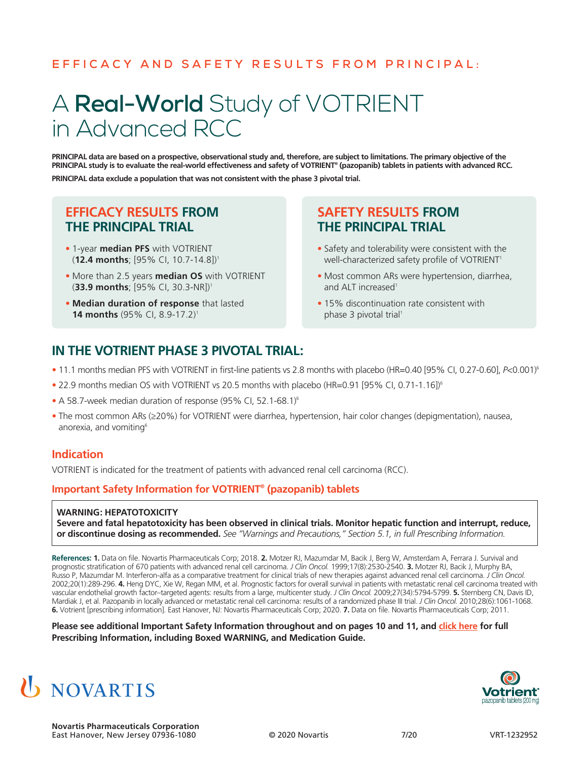EFFICACY AND SAFETY RESULTS FROM PRINCIPAL:

# A **Real-World** Study of VOTRIENT in Advanced RCC

**PRINCIPAL data are based on a prospective, observational study and, therefore, are subject to limitations. The primary objective of the PRINCIPAL study is to evaluate the real-world effectiveness and safety of VOTRIENT® (pazopanib) tablets in patients with advanced RCC.**

**PRINCIPAL data exclude a population that was not consistent with the phase 3 pivotal trial.**

## EFFICACY RESULTS FROM THE PRINCIPAL TRIAL

- 1-year **median PFS** with VOTRIENT (**12.4 months**; [95% CI, 10.7-14.8])[1]
- More than 2.5 years **median OS** with VOTRIENT (**33.9 months**; [95% CI, 30.3-NR])[1]
- **Median duration of response** that lasted **14 months** (95% CI, 8.9-17.2)[1]

## SAFETY RESULTS FROM THE PRINCIPAL TRIAL

- Safety and tolerability were consistent with the well-characterized safety profile of VOTRIENT[1]
- Most common ARs were hypertension, diarrhea, and ALT increased[1]
- 15% discontinuation rate consistent with phase 3 pivotal trial[1]

## IN THE VOTRIENT PHASE 3 PIVOTAL TRIAL:

- 11.1 months median PFS with VOTRIENT in first-line patients vs 2.8 months with placebo (HR=0.40 [95% CI, 0.27-0.60], *P*<0.001)[6]
- 22.9 months median OS with VOTRIENT vs 20.5 months with placebo (HR=0.91 [95% CI, 0.71-1.16])[6]
- A 58.7-week median duration of response (95% CI, 52.1-68.1)[6]
- The most common ARs (≥20%) for VOTRIENT were diarrhea, hypertension, hair color changes (depigmentation), nausea, anorexia, and vomiting[6]

### Indication

VOTRIENT is indicated for the treatment of patients with advanced renal cell carcinoma (RCC).

### Important Safety Information for VOTRIENT® (pazopanib) tablets

**WARNING: HEPATOTOXICITY**
**Severe and fatal hepatotoxicity has been observed in clinical trials. Monitor hepatic function and interrupt, reduce, or discontinue dosing as recommended.** *See "Warnings and Precautions," Section 5.1, in full Prescribing Information.*

**References: 1.** Data on file. Novartis Pharmaceuticals Corp; 2018. **2.** Motzer RJ, Mazumdar M, Bacik J, Berg W, Amsterdam A, Ferrara J. Survival and prognostic stratification of 670 patients with advanced renal cell carcinoma. *J Clin Oncol.* 1999;17(8):2530-2540. **3.** Motzer RJ, Bacik J, Murphy BA, Russo P, Mazumdar M. Interferon-alfa as a comparative treatment for clinical trials of new therapies against advanced renal cell carcinoma. *J Clin Oncol.* 2002;20(1):289-296. **4.** Heng DYC, Xie W, Regan MM, et al. Prognostic factors for overall survival in patients with metastatic renal cell carcinoma treated with vascular endothelial growth factor–targeted agents: results from a large, multicenter study. *J Clin Oncol.* 2009;27(34):5794-5799. **5.** Sternberg CN, Davis ID, Mardiak J, et al. Pazopanib in locally advanced or metastatic renal cell carcinoma: results of a randomized phase III trial. *J Clin Oncol.* 2010;28(6):1061-1068. **6.** Votrient [prescribing information]. East Hanover, NJ: Novartis Pharmaceuticals Corp; 2020. **7.** Data on file. Novartis Pharmaceuticals Corp; 2011.

**Please see additional Important Safety Information throughout and on pages 10 and 11, and click here for full Prescribing Information, including Boxed WARNING, and Medication Guide.**

NOVARTIS

Votrient® pazopanib tablets (200 mg)

**Novartis Pharmaceuticals Corporation**
East Hanover, New Jersey 07936-1080

© 2020 Novartis 7/20 VRT-1232952